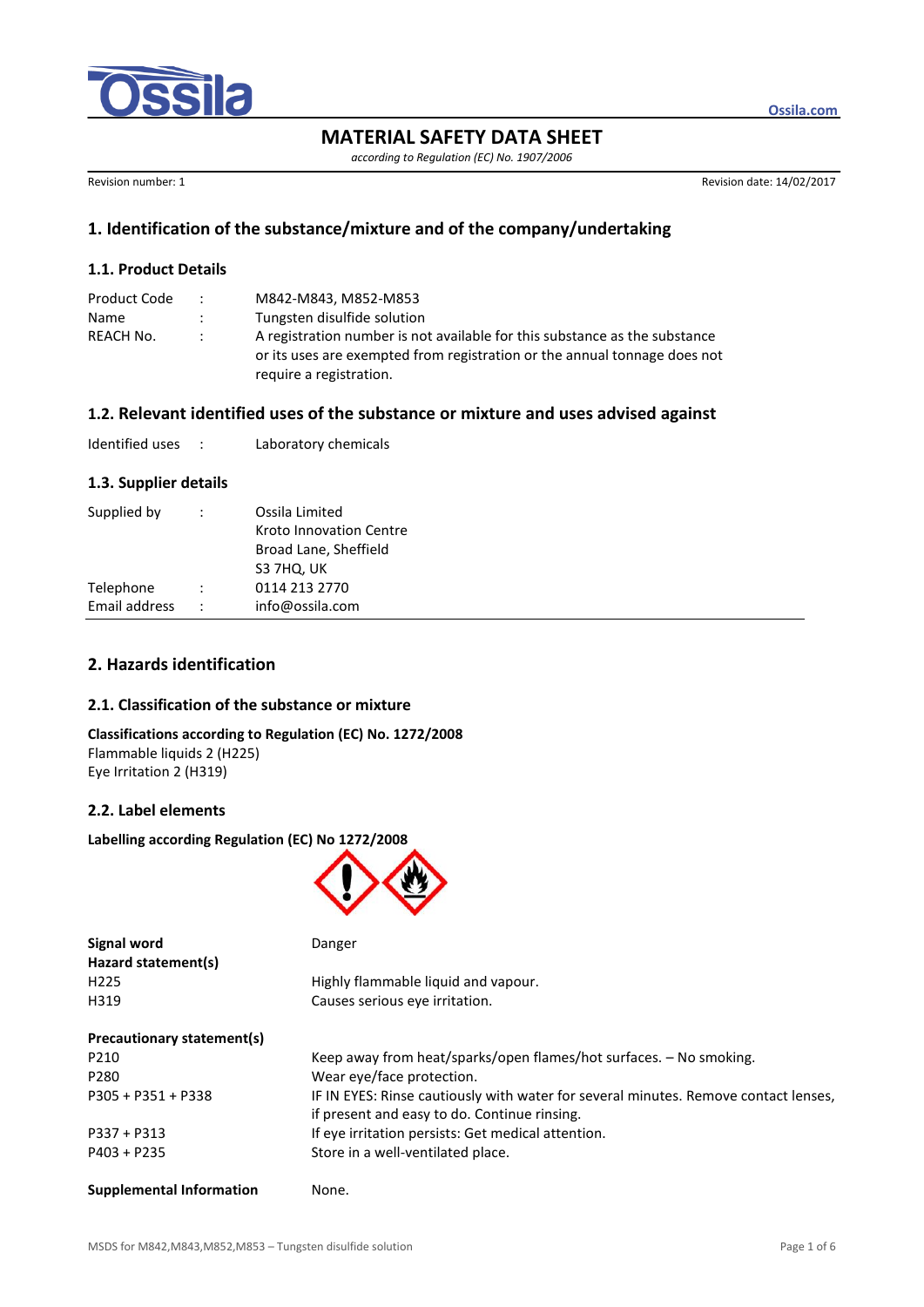# MATERIAL SAFETY DATA SHEET

*according to Regulation (EC) No. 1907/2006*

Revision number: 1

Revision date: 14/02/2017

## 1. Identification of the substance/mixture and of the company/undertaking

### 1.1. Product Details

| | | |
|---|---|---|
| Product Code | : | M842-M843, M852-M853 |
| Name | : | Tungsten disulfide solution |
| REACH No. | : | A registration number is not available for this substance as the substance or its uses are exempted from registration or the annual tonnage does not require a registration. |

### 1.2. Relevant identified uses of the substance or mixture and uses advised against

| | | |
|---|---|---|
| Identified uses | : | Laboratory chemicals |

### 1.3. Supplier details

| | | |
|---|---|---|
| Supplied by | : | Ossila Limited<br>Kroto Innovation Centre<br>Broad Lane, Sheffield<br>S3 7HQ, UK |
| Telephone | : | 0114 213 2770 |
| Email address | : | info@ossila.com |

## 2. Hazards identification

### 2.1. Classification of the substance or mixture

**Classifications according to Regulation (EC) No. 1272/2008**

Flammable liquids 2 (H225)
Eye Irritation 2 (H319)

### 2.2. Label elements

**Labelling according Regulation (EC) No 1272/2008**

| | |
|---|---|
| **Signal word** | Danger |
| **Hazard statement(s)** | |
| H225 | Highly flammable liquid and vapour. |
| H319 | Causes serious eye irritation. |
| **Precautionary statement(s)** | |
| P210 | Keep away from heat/sparks/open flames/hot surfaces. – No smoking. |
| P280 | Wear eye/face protection. |
| P305 + P351 + P338 | IF IN EYES: Rinse cautiously with water for several minutes. Remove contact lenses, if present and easy to do. Continue rinsing. |
| P337 + P313 | If eye irritation persists: Get medical attention. |
| P403 + P235 | Store in a well-ventilated place. |
| **Supplemental Information** | None. |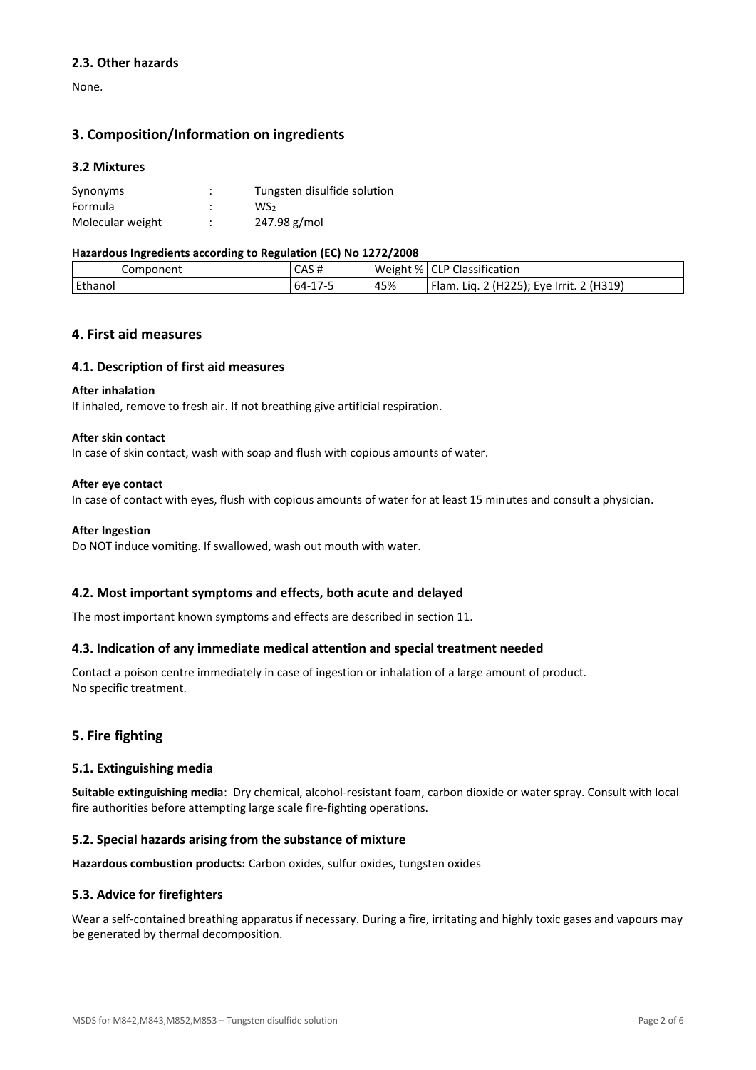### 2.3. Other hazards

None.

## 3. Composition/Information on ingredients

### 3.2 Mixtures

| | | |
|---|---|---|
| Synonyms | : | Tungsten disulfide solution |
| Formula | : | $WS_2$ |
| Molecular weight | : | 247.98 g/mol |

**Hazardous Ingredients according to Regulation (EC) No 1272/2008**

| Component | CAS # | Weight % | CLP Classification |
|---|---|---|---|
| Ethanol | 64-17-5 | 45% | Flam. Liq. 2 (H225); Eye Irrit. 2 (H319) |

## 4. First aid measures

### 4.1. Description of first aid measures

**After inhalation**

If inhaled, remove to fresh air. If not breathing give artificial respiration.

**After skin contact**

In case of skin contact, wash with soap and flush with copious amounts of water.

**After eye contact**

In case of contact with eyes, flush with copious amounts of water for at least 15 minutes and consult a physician.

**After Ingestion**

Do NOT induce vomiting. If swallowed, wash out mouth with water.

### 4.2. Most important symptoms and effects, both acute and delayed

The most important known symptoms and effects are described in section 11.

### 4.3. Indication of any immediate medical attention and special treatment needed

Contact a poison centre immediately in case of ingestion or inhalation of a large amount of product.
No specific treatment.

## 5. Fire fighting

### 5.1. Extinguishing media

**Suitable extinguishing media**: Dry chemical, alcohol-resistant foam, carbon dioxide or water spray. Consult with local fire authorities before attempting large scale fire-fighting operations.

### 5.2. Special hazards arising from the substance of mixture

**Hazardous combustion products:** Carbon oxides, sulfur oxides, tungsten oxides

### 5.3. Advice for firefighters

Wear a self-contained breathing apparatus if necessary. During a fire, irritating and highly toxic gases and vapours may be generated by thermal decomposition.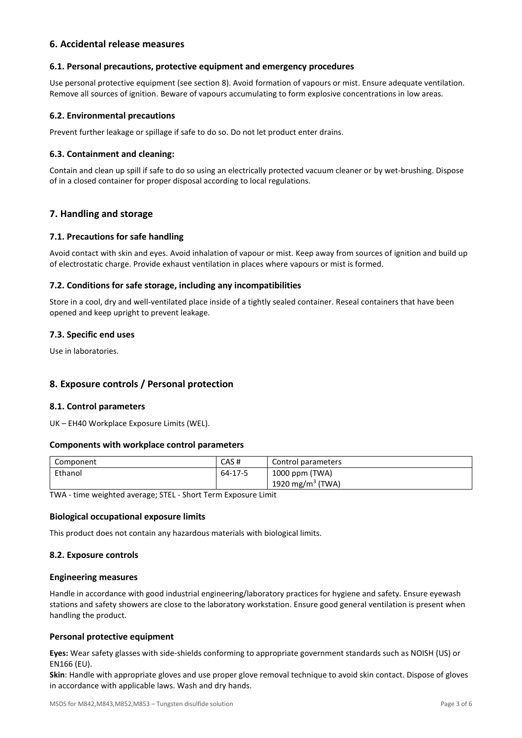## 6. Accidental release measures

### 6.1. Personal precautions, protective equipment and emergency procedures

Use personal protective equipment (see section 8). Avoid formation of vapours or mist. Ensure adequate ventilation. Remove all sources of ignition. Beware of vapours accumulating to form explosive concentrations in low areas.

### 6.2. Environmental precautions

Prevent further leakage or spillage if safe to do so. Do not let product enter drains.

### 6.3. Containment and cleaning:

Contain and clean up spill if safe to do so using an electrically protected vacuum cleaner or by wet-brushing. Dispose of in a closed container for proper disposal according to local regulations.

## 7. Handling and storage

### 7.1. Precautions for safe handling

Avoid contact with skin and eyes. Avoid inhalation of vapour or mist. Keep away from sources of ignition and build up of electrostatic charge. Provide exhaust ventilation in places where vapours or mist is formed.

### 7.2. Conditions for safe storage, including any incompatibilities

Store in a cool, dry and well-ventilated place inside of a tightly sealed container. Reseal containers that have been opened and keep upright to prevent leakage.

### 7.3. Specific end uses

Use in laboratories.

## 8. Exposure controls / Personal protection

### 8.1. Control parameters

UK – EH40 Workplace Exposure Limits (WEL).

#### Components with workplace control parameters

| Component | CAS # | Control parameters |
|---|---|---|
| Ethanol | 64-17-5 | 1000 ppm (TWA)<br>1920 $mg/m^3$ (TWA) |

TWA - time weighted average; STEL - Short Term Exposure Limit

#### Biological occupational exposure limits

This product does not contain any hazardous materials with biological limits.

### 8.2. Exposure controls

#### Engineering measures

Handle in accordance with good industrial engineering/laboratory practices for hygiene and safety. Ensure eyewash stations and safety showers are close to the laboratory workstation. Ensure good general ventilation is present when handling the product.

#### Personal protective equipment

**Eyes:** Wear safety glasses with side-shields conforming to appropriate government standards such as NOISH (US) or EN166 (EU).

**Skin**: Handle with appropriate gloves and use proper glove removal technique to avoid skin contact. Dispose of gloves in accordance with applicable laws. Wash and dry hands.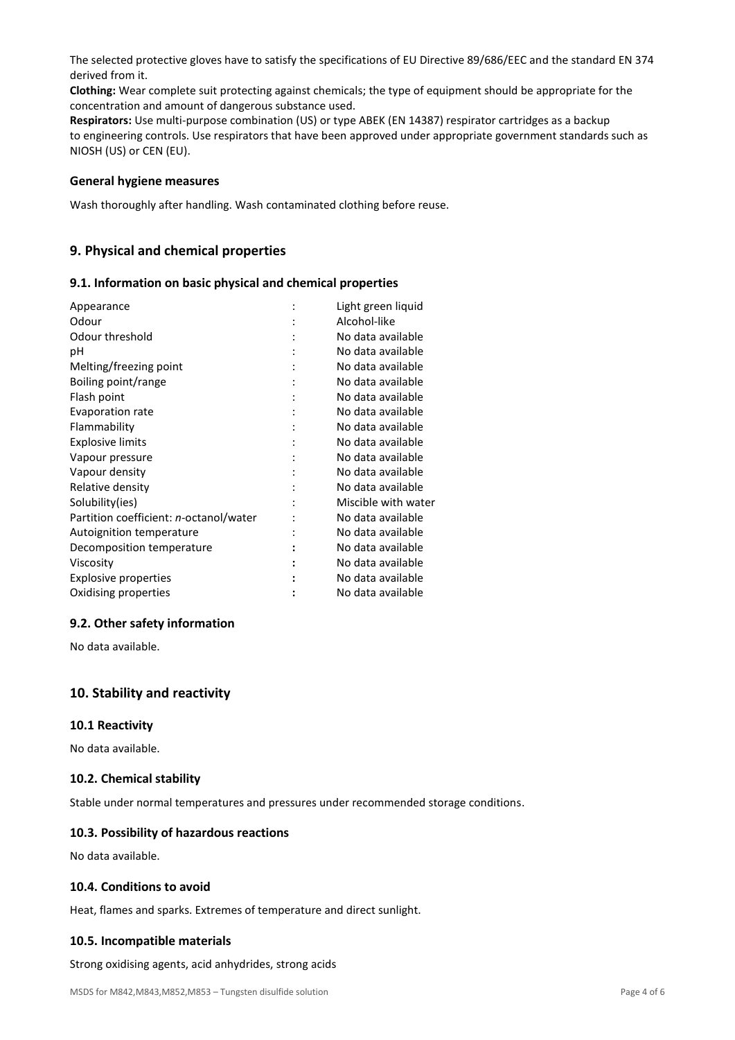The selected protective gloves have to satisfy the specifications of EU Directive 89/686/EEC and the standard EN 374 derived from it.

**Clothing:** Wear complete suit protecting against chemicals; the type of equipment should be appropriate for the concentration and amount of dangerous substance used.

**Respirators:** Use multi-purpose combination (US) or type ABEK (EN 14387) respirator cartridges as a backup to engineering controls. Use respirators that have been approved under appropriate government standards such as NIOSH (US) or CEN (EU).

### General hygiene measures

Wash thoroughly after handling. Wash contaminated clothing before reuse.

## 9. Physical and chemical properties

### 9.1. Information on basic physical and chemical properties

| Property | | Value |
|---|---|---|
| Appearance | : | Light green liquid |
| Odour | : | Alcohol-like |
| Odour threshold | : | No data available |
| pH | : | No data available |
| Melting/freezing point | : | No data available |
| Boiling point/range | : | No data available |
| Flash point | : | No data available |
| Evaporation rate | : | No data available |
| Flammability | : | No data available |
| Explosive limits | : | No data available |
| Vapour pressure | : | No data available |
| Vapour density | : | No data available |
| Relative density | : | No data available |
| Solubility(ies) | : | Miscible with water |
| Partition coefficient: *n*-octanol/water | : | No data available |
| Autoignition temperature | : | No data available |
| Decomposition temperature | : | No data available |
| Viscosity | : | No data available |
| Explosive properties | : | No data available |
| Oxidising properties | : | No data available |

### 9.2. Other safety information

No data available.

## 10. Stability and reactivity

### 10.1 Reactivity

No data available.

### 10.2. Chemical stability

Stable under normal temperatures and pressures under recommended storage conditions.

### 10.3. Possibility of hazardous reactions

No data available.

### 10.4. Conditions to avoid

Heat, flames and sparks. Extremes of temperature and direct sunlight.

### 10.5. Incompatible materials

Strong oxidising agents, acid anhydrides, strong acids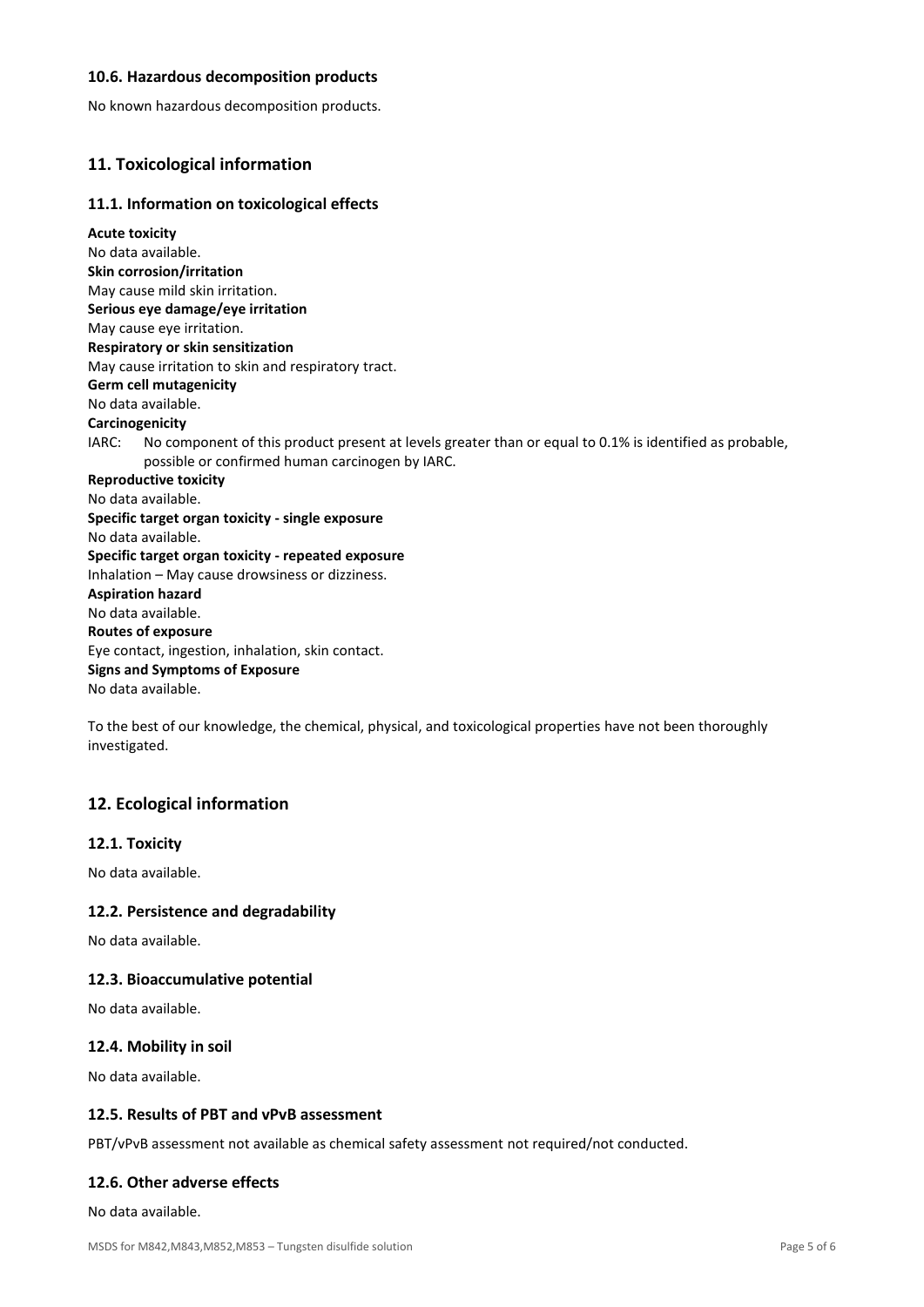### 10.6. Hazardous decomposition products

No known hazardous decomposition products.

## 11. Toxicological information

### 11.1. Information on toxicological effects

**Acute toxicity**
No data available.
**Skin corrosion/irritation**
May cause mild skin irritation.
**Serious eye damage/eye irritation**
May cause eye irritation.
**Respiratory or skin sensitization**
May cause irritation to skin and respiratory tract.
**Germ cell mutagenicity**
No data available.
**Carcinogenicity**
IARC: No component of this product present at levels greater than or equal to 0.1% is identified as probable, possible or confirmed human carcinogen by IARC.
**Reproductive toxicity**
No data available.
**Specific target organ toxicity - single exposure**
No data available.
**Specific target organ toxicity - repeated exposure**
Inhalation – May cause drowsiness or dizziness.
**Aspiration hazard**
No data available.
**Routes of exposure**
Eye contact, ingestion, inhalation, skin contact.
**Signs and Symptoms of Exposure**
No data available.

To the best of our knowledge, the chemical, physical, and toxicological properties have not been thoroughly investigated.

## 12. Ecological information

### 12.1. Toxicity

No data available.

### 12.2. Persistence and degradability

No data available.

### 12.3. Bioaccumulative potential

No data available.

### 12.4. Mobility in soil

No data available.

### 12.5. Results of PBT and vPvB assessment

PBT/vPvB assessment not available as chemical safety assessment not required/not conducted.

### 12.6. Other adverse effects

No data available.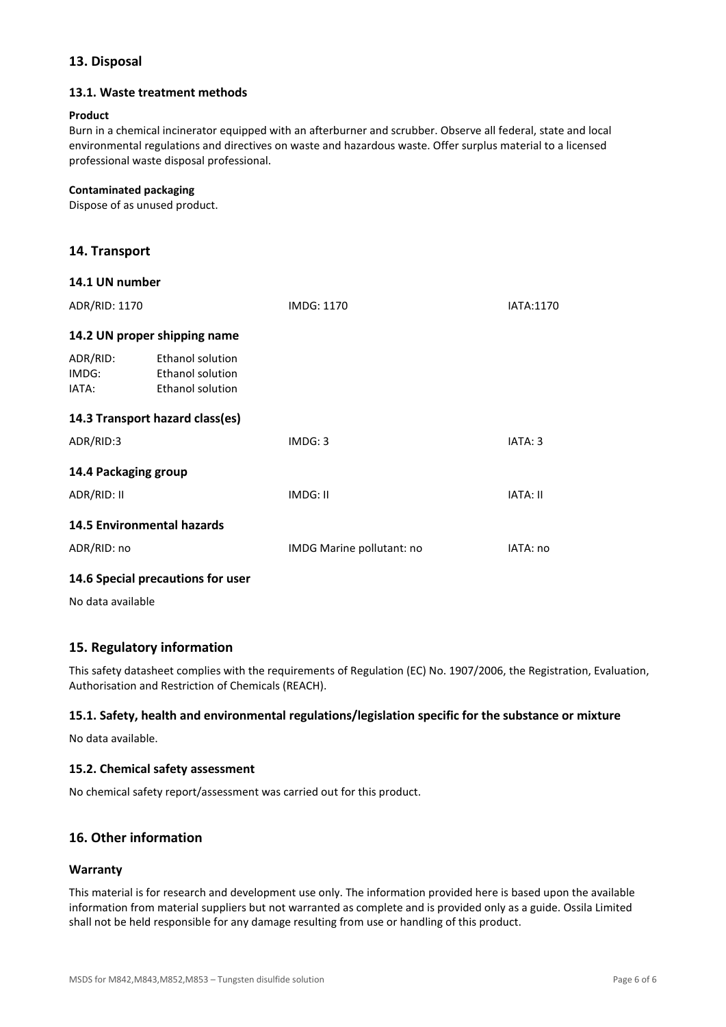## 13. Disposal

### 13.1. Waste treatment methods

**Product**

Burn in a chemical incinerator equipped with an afterburner and scrubber. Observe all federal, state and local environmental regulations and directives on waste and hazardous waste. Offer surplus material to a licensed professional waste disposal professional.

**Contaminated packaging**

Dispose of as unused product.

## 14. Transport

### 14.1 UN number

| | | |
|---|---|---|
| ADR/RID: 1170 | IMDG: 1170 | IATA:1170 |

### 14.2 UN proper shipping name

| | |
|---|---|
| ADR/RID: | Ethanol solution |
| IMDG: | Ethanol solution |
| IATA: | Ethanol solution |

### 14.3 Transport hazard class(es)

| | | |
|---|---|---|
| ADR/RID:3 | IMDG: 3 | IATA: 3 |

### 14.4 Packaging group

| | | |
|---|---|---|
| ADR/RID: II | IMDG: II | IATA: II |

### 14.5 Environmental hazards

| | | |
|---|---|---|
| ADR/RID: no | IMDG Marine pollutant: no | IATA: no |

### 14.6 Special precautions for user

No data available

## 15. Regulatory information

This safety datasheet complies with the requirements of Regulation (EC) No. 1907/2006, the Registration, Evaluation, Authorisation and Restriction of Chemicals (REACH).

### 15.1. Safety, health and environmental regulations/legislation specific for the substance or mixture

No data available.

### 15.2. Chemical safety assessment

No chemical safety report/assessment was carried out for this product.

## 16. Other information

### Warranty

This material is for research and development use only. The information provided here is based upon the available information from material suppliers but not warranted as complete and is provided only as a guide. Ossila Limited shall not be held responsible for any damage resulting from use or handling of this product.